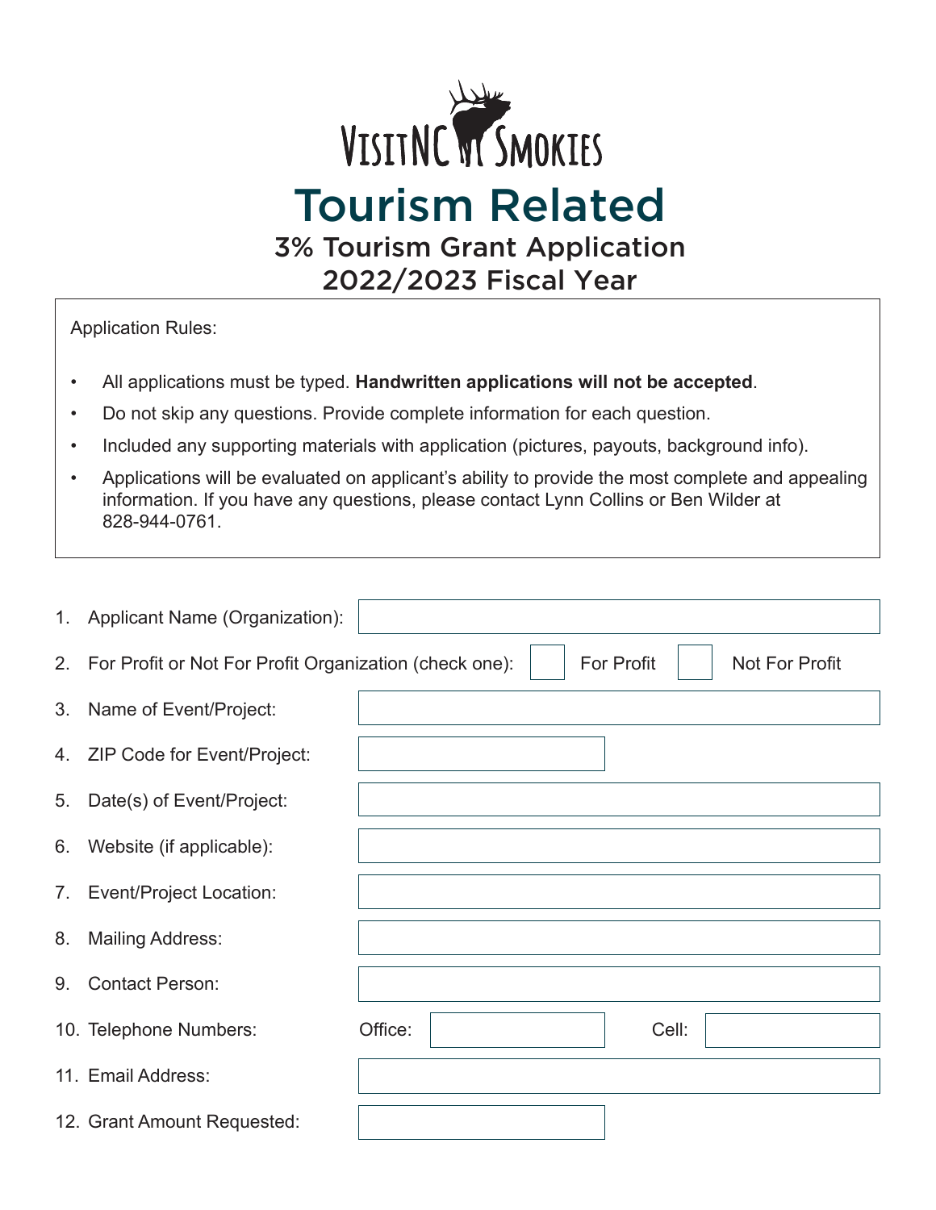VisitNC Smokies

# Tourism Related

## 3% Tourism Grant Application
## 2022/2023 Fiscal Year

Application Rules:

- All applications must be typed. **Handwritten applications will not be accepted**.
- Do not skip any questions. Provide complete information for each question.
- Included any supporting materials with application (pictures, payouts, background info).
- Applications will be evaluated on applicant's ability to provide the most complete and appealing information. If you have any questions, please contact Lynn Collins or Ben Wilder at 828-944-0761.

1. Applicant Name (Organization):
2. For Profit or Not For Profit Organization (check one): ☐ For Profit ☐ Not For Profit
3. Name of Event/Project:
4. ZIP Code for Event/Project:
5. Date(s) of Event/Project:
6. Website (if applicable):
7. Event/Project Location:
8. Mailing Address:
9. Contact Person:
10. Telephone Numbers: Office: Cell:
11. Email Address:
12. Grant Amount Requested: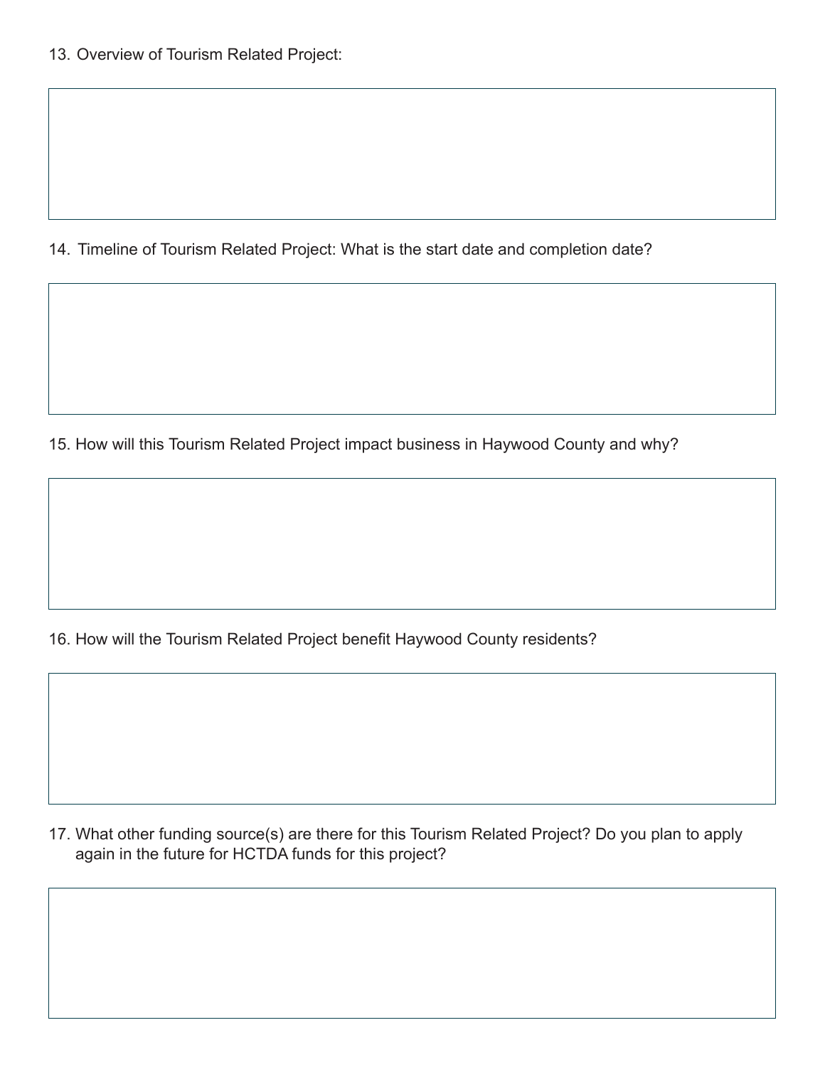13. Overview of Tourism Related Project:

14. Timeline of Tourism Related Project: What is the start date and completion date?

15. How will this Tourism Related Project impact business in Haywood County and why?

16. How will the Tourism Related Project benefit Haywood County residents?

17. What other funding source(s) are there for this Tourism Related Project? Do you plan to apply again in the future for HCTDA funds for this project?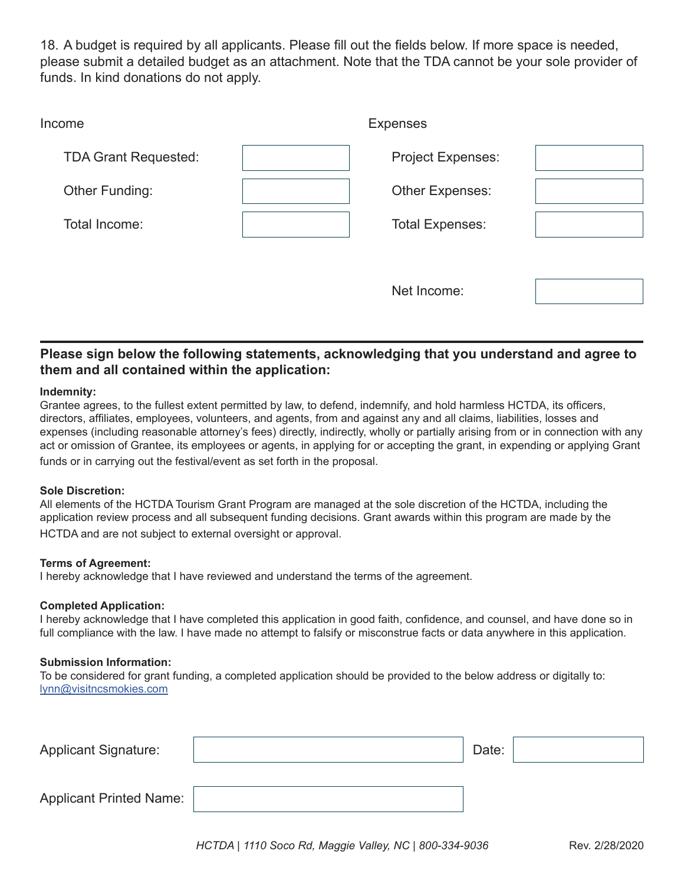18. A budget is required by all applicants. Please fill out the fields below. If more space is needed, please submit a detailed budget as an attachment. Note that the TDA cannot be your sole provider of funds. In kind donations do not apply.

| Income | | Expenses | |
|---|---|---|---|
| TDA Grant Requested: | | Project Expenses: | |
| Other Funding: | | Other Expenses: | |
| Total Income: | | Total Expenses: | |
| | | Net Income: | |

---

**Please sign below the following statements, acknowledging that you understand and agree to them and all contained within the application:**

**Indemnity:**
Grantee agrees, to the fullest extent permitted by law, to defend, indemnify, and hold harmless HCTDA, its officers, directors, affiliates, employees, volunteers, and agents, from and against any and all claims, liabilities, losses and expenses (including reasonable attorney's fees) directly, indirectly, wholly or partially arising from or in connection with any act or omission of Grantee, its employees or agents, in applying for or accepting the grant, in expending or applying Grant funds or in carrying out the festival/event as set forth in the proposal.

**Sole Discretion:**
All elements of the HCTDA Tourism Grant Program are managed at the sole discretion of the HCTDA, including the application review process and all subsequent funding decisions. Grant awards within this program are made by the HCTDA and are not subject to external oversight or approval.

**Terms of Agreement:**
I hereby acknowledge that I have reviewed and understand the terms of the agreement.

**Completed Application:**
I hereby acknowledge that I have completed this application in good faith, confidence, and counsel, and have done so in full compliance with the law. I have made no attempt to falsify or misconstrue facts or data anywhere in this application.

**Submission Information:**
To be considered for grant funding, a completed application should be provided to the below address or digitally to: lynn@visitncsmokies.com

Applicant Signature: ____________________ Date: __________

Applicant Printed Name: ____________________

*HCTDA | 1110 Soco Rd, Maggie Valley, NC | 800-334-9036*

Rev. 2/28/2020